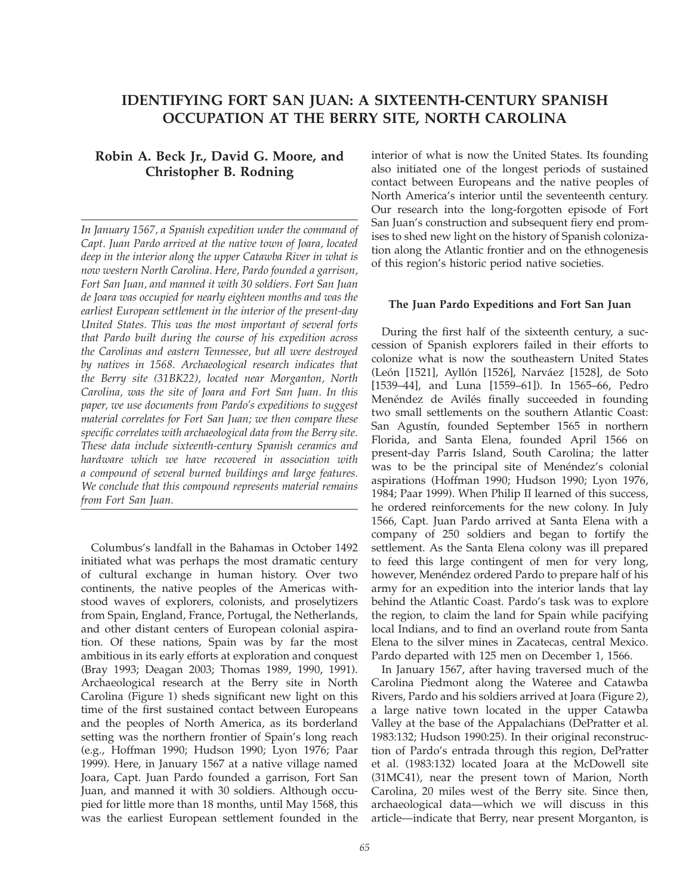# IDENTIFYING FORT SAN JUAN: A SIXTEENTH-CENTURY SPANISH OCCUPATION AT THE BERRY SITE, NORTH CAROLINA

**Robin A. Beck Jr., David G. Moore, and Christopher B. Rodning**

*In January 1567, a Spanish expedition under the command of Capt. Juan Pardo arrived at the native town of Joara, located deep in the interior along the upper Catawba River in what is now western North Carolina. Here, Pardo founded a garrison, Fort San Juan, and manned it with 30 soldiers. Fort San Juan de Joara was occupied for nearly eighteen months and was the earliest European settlement in the interior of the present-day United States. This was the most important of several forts that Pardo built during the course of his expedition across the Carolinas and eastern Tennessee, but all were destroyed by natives in 1568. Archaeological research indicates that the Berry site (31BK22), located near Morganton, North Carolina, was the site of Joara and Fort San Juan. In this paper, we use documents from Pardo's expeditions to suggest material correlates for Fort San Juan; we then compare these specific correlates with archaeological data from the Berry site. These data include sixteenth-century Spanish ceramics and hardware which we have recovered in association with a compound of several burned buildings and large features. We conclude that this compound represents material remains from Fort San Juan.*

Columbus's landfall in the Bahamas in October 1492 initiated what was perhaps the most dramatic century of cultural exchange in human history. Over two continents, the native peoples of the Americas withstood waves of explorers, colonists, and proselytizers from Spain, England, France, Portugal, the Netherlands, and other distant centers of European colonial aspiration. Of these nations, Spain was by far the most ambitious in its early efforts at exploration and conquest (Bray 1993; Deagan 2003; Thomas 1989, 1990, 1991). Archaeological research at the Berry site in North Carolina (Figure 1) sheds significant new light on this time of the first sustained contact between Europeans and the peoples of North America, as its borderland setting was the northern frontier of Spain's long reach (e.g., Hoffman 1990; Hudson 1990; Lyon 1976; Paar 1999). Here, in January 1567 at a native village named Joara, Capt. Juan Pardo founded a garrison, Fort San Juan, and manned it with 30 soldiers. Although occupied for little more than 18 months, until May 1568, this was the earliest European settlement founded in the interior of what is now the United States. Its founding also initiated one of the longest periods of sustained contact between Europeans and the native peoples of North America's interior until the seventeenth century. Our research into the long-forgotten episode of Fort San Juan's construction and subsequent fiery end promises to shed new light on the history of Spanish colonization along the Atlantic frontier and on the ethnogenesis of this region's historic period native societies.

### The Juan Pardo Expeditions and Fort San Juan

During the first half of the sixteenth century, a succession of Spanish explorers failed in their efforts to colonize what is now the southeastern United States (León [1521], Ayllón [1526], Narváez [1528], de Soto [1539–44], and Luna [1559–61]). In 1565–66, Pedro Menéndez de Avilés finally succeeded in founding two small settlements on the southern Atlantic Coast: San Agustín, founded September 1565 in northern Florida, and Santa Elena, founded April 1566 on present-day Parris Island, South Carolina; the latter was to be the principal site of Menéndez's colonial aspirations (Hoffman 1990; Hudson 1990; Lyon 1976, 1984; Paar 1999). When Philip II learned of this success, he ordered reinforcements for the new colony. In July 1566, Capt. Juan Pardo arrived at Santa Elena with a company of 250 soldiers and began to fortify the settlement. As the Santa Elena colony was ill prepared to feed this large contingent of men for very long, however, Menéndez ordered Pardo to prepare half of his army for an expedition into the interior lands that lay behind the Atlantic Coast. Pardo's task was to explore the region, to claim the land for Spain while pacifying local Indians, and to find an overland route from Santa Elena to the silver mines in Zacatecas, central Mexico. Pardo departed with 125 men on December 1, 1566.

In January 1567, after having traversed much of the Carolina Piedmont along the Wateree and Catawba Rivers, Pardo and his soldiers arrived at Joara (Figure 2), a large native town located in the upper Catawba Valley at the base of the Appalachians (DePratter et al. 1983:132; Hudson 1990:25). In their original reconstruction of Pardo's entrada through this region, DePratter et al. (1983:132) located Joara at the McDowell site (31MC41), near the present town of Marion, North Carolina, 20 miles west of the Berry site. Since then, archaeological data—which we will discuss in this article—indicate that Berry, near present Morganton, is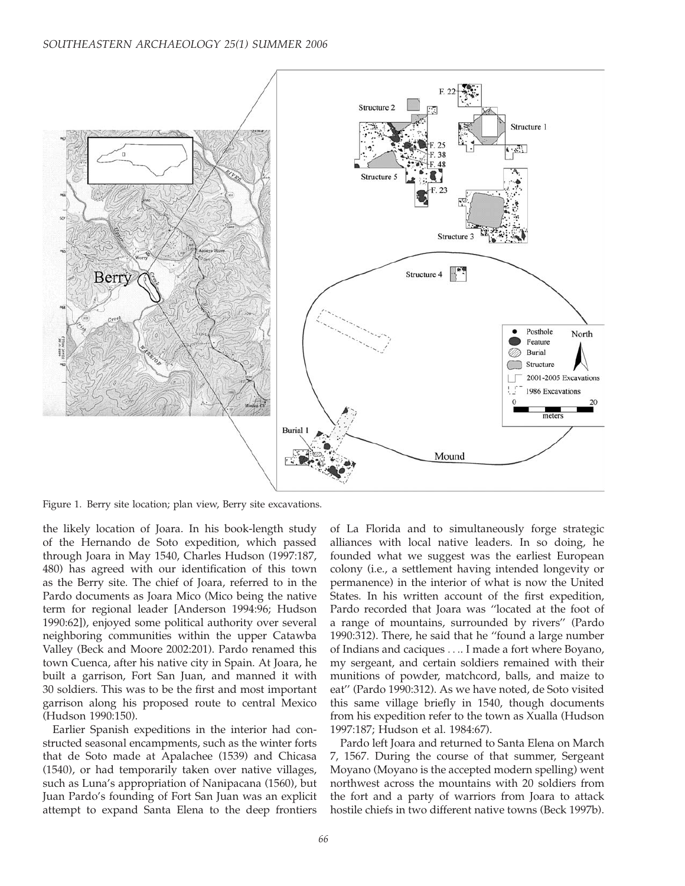Figure 1. Berry site location; plan view, Berry site excavations.

the likely location of Joara. In his book-length study of the Hernando de Soto expedition, which passed through Joara in May 1540, Charles Hudson (1997:187, 480) has agreed with our identification of this town as the Berry site. The chief of Joara, referred to in the Pardo documents as Joara Mico (Mico being the native term for regional leader [Anderson 1994:96; Hudson 1990:62]), enjoyed some political authority over several neighboring communities within the upper Catawba Valley (Beck and Moore 2002:201). Pardo renamed this town Cuenca, after his native city in Spain. At Joara, he built a garrison, Fort San Juan, and manned it with 30 soldiers. This was to be the first and most important garrison along his proposed route to central Mexico (Hudson 1990:150).

Earlier Spanish expeditions in the interior had constructed seasonal encampments, such as the winter forts that de Soto made at Apalachee (1539) and Chicasa (1540), or had temporarily taken over native villages, such as Luna's appropriation of Nanipacana (1560), but Juan Pardo's founding of Fort San Juan was an explicit attempt to expand Santa Elena to the deep frontiers of La Florida and to simultaneously forge strategic alliances with local native leaders. In so doing, he founded what we suggest was the earliest European colony (i.e., a settlement having intended longevity or permanence) in the interior of what is now the United States. In his written account of the first expedition, Pardo recorded that Joara was "located at the foot of a range of mountains, surrounded by rivers" (Pardo 1990:312). There, he said that he "found a large number of Indians and caciques . . .. I made a fort where Boyano, my sergeant, and certain soldiers remained with their munitions of powder, matchcord, balls, and maize to eat" (Pardo 1990:312). As we have noted, de Soto visited this same village briefly in 1540, though documents from his expedition refer to the town as Xualla (Hudson 1997:187; Hudson et al. 1984:67).

Pardo left Joara and returned to Santa Elena on March 7, 1567. During the course of that summer, Sergeant Moyano (Moyano is the accepted modern spelling) went northwest across the mountains with 20 soldiers from the fort and a party of warriors from Joara to attack hostile chiefs in two different native towns (Beck 1997b).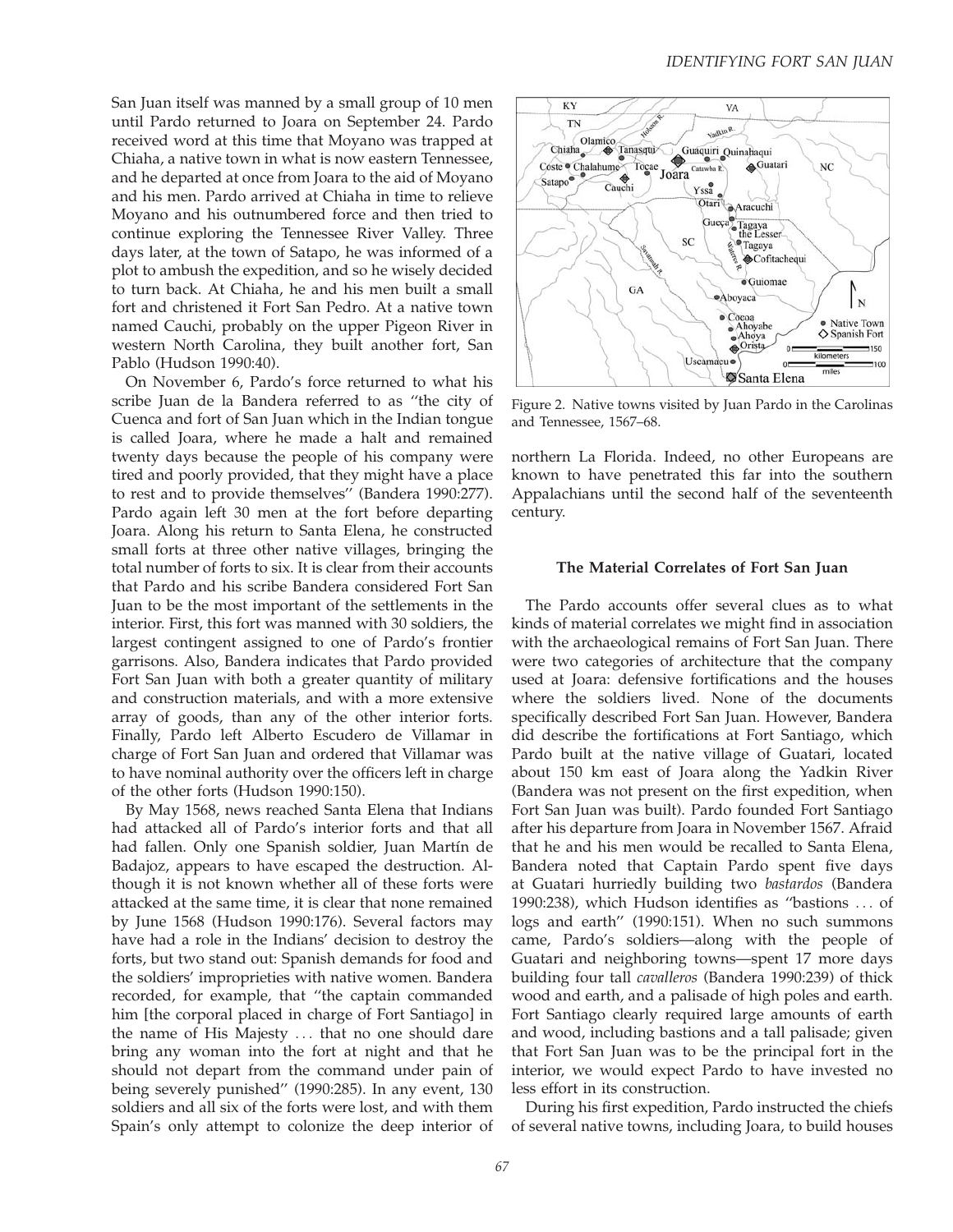San Juan itself was manned by a small group of 10 men until Pardo returned to Joara on September 24. Pardo received word at this time that Moyano was trapped at Chiaha, a native town in what is now eastern Tennessee, and he departed at once from Joara to the aid of Moyano and his men. Pardo arrived at Chiaha in time to relieve Moyano and his outnumbered force and then tried to continue exploring the Tennessee River Valley. Three days later, at the town of Satapo, he was informed of a plot to ambush the expedition, and so he wisely decided to turn back. At Chiaha, he and his men built a small fort and christened it Fort San Pedro. At a native town named Cauchi, probably on the upper Pigeon River in western North Carolina, they built another fort, San Pablo (Hudson 1990:40).

On November 6, Pardo's force returned to what his scribe Juan de la Bandera referred to as "the city of Cuenca and fort of San Juan which in the Indian tongue is called Joara, where he made a halt and remained twenty days because the people of his company were tired and poorly provided, that they might have a place to rest and to provide themselves" (Bandera 1990:277). Pardo again left 30 men at the fort before departing Joara. Along his return to Santa Elena, he constructed small forts at three other native villages, bringing the total number of forts to six. It is clear from their accounts that Pardo and his scribe Bandera considered Fort San Juan to be the most important of the settlements in the interior. First, this fort was manned with 30 soldiers, the largest contingent assigned to one of Pardo's frontier garrisons. Also, Bandera indicates that Pardo provided Fort San Juan with both a greater quantity of military and construction materials, and with a more extensive array of goods, than any of the other interior forts. Finally, Pardo left Alberto Escudero de Villamar in charge of Fort San Juan and ordered that Villamar was to have nominal authority over the officers left in charge of the other forts (Hudson 1990:150).

By May 1568, news reached Santa Elena that Indians had attacked all of Pardo's interior forts and that all had fallen. Only one Spanish soldier, Juan Martín de Badajoz, appears to have escaped the destruction. Although it is not known whether all of these forts were attacked at the same time, it is clear that none remained by June 1568 (Hudson 1990:176). Several factors may have had a role in the Indians' decision to destroy the forts, but two stand out: Spanish demands for food and the soldiers' improprieties with native women. Bandera recorded, for example, that "the captain commanded him [the corporal placed in charge of Fort Santiago] in the name of His Majesty ... that no one should dare bring any woman into the fort at night and that he should not depart from the command under pain of being severely punished" (1990:285). In any event, 130 soldiers and all six of the forts were lost, and with them Spain's only attempt to colonize the deep interior of northern La Florida. Indeed, no other Europeans are known to have penetrated this far into the southern Appalachians until the second half of the seventeenth century.

Figure 2. Native towns visited by Juan Pardo in the Carolinas and Tennessee, 1567–68.

### The Material Correlates of Fort San Juan

The Pardo accounts offer several clues as to what kinds of material correlates we might find in association with the archaeological remains of Fort San Juan. There were two categories of architecture that the company used at Joara: defensive fortifications and the houses where the soldiers lived. None of the documents specifically described Fort San Juan. However, Bandera did describe the fortifications at Fort Santiago, which Pardo built at the native village of Guatari, located about 150 km east of Joara along the Yadkin River (Bandera was not present on the first expedition, when Fort San Juan was built). Pardo founded Fort Santiago after his departure from Joara in November 1567. Afraid that he and his men would be recalled to Santa Elena, Bandera noted that Captain Pardo spent five days at Guatari hurriedly building two *bastardos* (Bandera 1990:238), which Hudson identifies as "bastions ... of logs and earth" (1990:151). When no such summons came, Pardo's soldiers—along with the people of Guatari and neighboring towns—spent 17 more days building four tall *cavalleros* (Bandera 1990:239) of thick wood and earth, and a palisade of high poles and earth. Fort Santiago clearly required large amounts of earth and wood, including bastions and a tall palisade; given that Fort San Juan was to be the principal fort in the interior, we would expect Pardo to have invested no less effort in its construction.

During his first expedition, Pardo instructed the chiefs of several native towns, including Joara, to build houses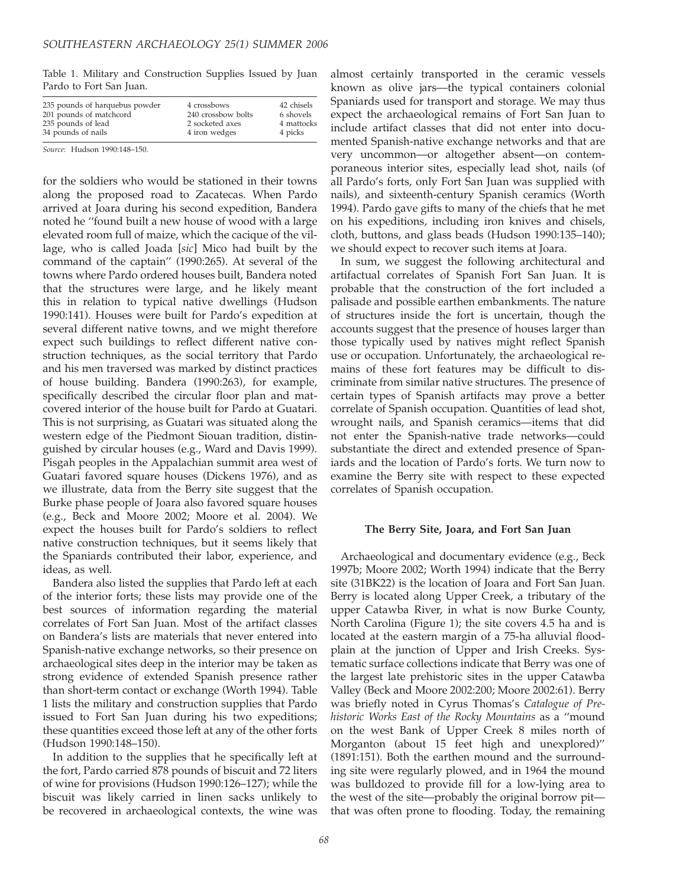Table 1. Military and Construction Supplies Issued by Juan Pardo to Fort San Juan.

| | | |
|---|---|---|
| 235 pounds of harquebus powder | 4 crossbows | 42 chisels |
| 201 pounds of matchcord | 240 crossbow bolts | 6 shovels |
| 235 pounds of lead | 2 socketed axes | 4 mattocks |
| 34 pounds of nails | 4 iron wedges | 4 picks |

*Source*: Hudson 1990:148–150.

for the soldiers who would be stationed in their towns along the proposed road to Zacatecas. When Pardo arrived at Joara during his second expedition, Bandera noted he ''found built a new house of wood with a large elevated room full of maize, which the cacique of the village, who is called Joada [*sic*] Mico had built by the command of the captain'' (1990:265). At several of the towns where Pardo ordered houses built, Bandera noted that the structures were large, and he likely meant this in relation to typical native dwellings (Hudson 1990:141). Houses were built for Pardo's expedition at several different native towns, and we might therefore expect such buildings to reflect different native construction techniques, as the social territory that Pardo and his men traversed was marked by distinct practices of house building. Bandera (1990:263), for example, specifically described the circular floor plan and mat-covered interior of the house built for Pardo at Guatari. This is not surprising, as Guatari was situated along the western edge of the Piedmont Siouan tradition, distinguished by circular houses (e.g., Ward and Davis 1999). Pisgah peoples in the Appalachian summit area west of Guatari favored square houses (Dickens 1976), and as we illustrate, data from the Berry site suggest that the Burke phase people of Joara also favored square houses (e.g., Beck and Moore 2002; Moore et al. 2004). We expect the houses built for Pardo's soldiers to reflect native construction techniques, but it seems likely that the Spaniards contributed their labor, experience, and ideas, as well.

Bandera also listed the supplies that Pardo left at each of the interior forts; these lists may provide one of the best sources of information regarding the material correlates of Fort San Juan. Most of the artifact classes on Bandera's lists are materials that never entered into Spanish-native exchange networks, so their presence on archaeological sites deep in the interior may be taken as strong evidence of extended Spanish presence rather than short-term contact or exchange (Worth 1994). Table 1 lists the military and construction supplies that Pardo issued to Fort San Juan during his two expeditions; these quantities exceed those left at any of the other forts (Hudson 1990:148–150).

In addition to the supplies that he specifically left at the fort, Pardo carried 878 pounds of biscuit and 72 liters of wine for provisions (Hudson 1990:126–127); while the biscuit was likely carried in linen sacks unlikely to be recovered in archaeological contexts, the wine was almost certainly transported in the ceramic vessels known as olive jars—the typical containers colonial Spaniards used for transport and storage. We may thus expect the archaeological remains of Fort San Juan to include artifact classes that did not enter into documented Spanish-native exchange networks and that are very uncommon—or altogether absent—on contemporaneous interior sites, especially lead shot, nails (of all Pardo's forts, only Fort San Juan was supplied with nails), and sixteenth-century Spanish ceramics (Worth 1994). Pardo gave gifts to many of the chiefs that he met on his expeditions, including iron knives and chisels, cloth, buttons, and glass beads (Hudson 1990:135–140); we should expect to recover such items at Joara.

In sum, we suggest the following architectural and artifactual correlates of Spanish Fort San Juan. It is probable that the construction of the fort included a palisade and possible earthen embankments. The nature of structures inside the fort is uncertain, though the accounts suggest that the presence of houses larger than those typically used by natives might reflect Spanish use or occupation. Unfortunately, the archaeological remains of these fort features may be difficult to discriminate from similar native structures. The presence of certain types of Spanish artifacts may prove a better correlate of Spanish occupation. Quantities of lead shot, wrought nails, and Spanish ceramics—items that did not enter the Spanish-native trade networks—could substantiate the direct and extended presence of Spaniards and the location of Pardo's forts. We turn now to examine the Berry site with respect to these expected correlates of Spanish occupation.

## The Berry Site, Joara, and Fort San Juan

Archaeological and documentary evidence (e.g., Beck 1997b; Moore 2002; Worth 1994) indicate that the Berry site (31BK22) is the location of Joara and Fort San Juan. Berry is located along Upper Creek, a tributary of the upper Catawba River, in what is now Burke County, North Carolina (Figure 1); the site covers 4.5 ha and is located at the eastern margin of a 75-ha alluvial floodplain at the junction of Upper and Irish Creeks. Systematic surface collections indicate that Berry was one of the largest late prehistoric sites in the upper Catawba Valley (Beck and Moore 2002:200; Moore 2002:61). Berry was briefly noted in Cyrus Thomas's *Catalogue of Prehistoric Works East of the Rocky Mountains* as a ''mound on the west Bank of Upper Creek 8 miles north of Morganton (about 15 feet high and unexplored)'' (1891:151). Both the earthen mound and the surrounding site were regularly plowed, and in 1964 the mound was bulldozed to provide fill for a low-lying area to the west of the site—probably the original borrow pit—that was often prone to flooding. Today, the remaining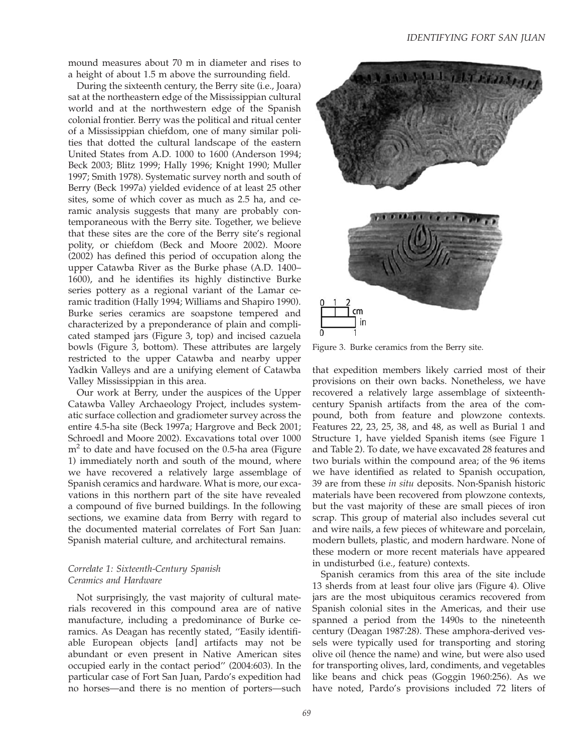mound measures about 70 m in diameter and rises to a height of about 1.5 m above the surrounding field.

During the sixteenth century, the Berry site (i.e., Joara) sat at the northeastern edge of the Mississippian cultural world and at the northwestern edge of the Spanish colonial frontier. Berry was the political and ritual center of a Mississippian chiefdom, one of many similar polities that dotted the cultural landscape of the eastern United States from A.D. 1000 to 1600 (Anderson 1994; Beck 2003; Blitz 1999; Hally 1996; Knight 1990; Muller 1997; Smith 1978). Systematic survey north and south of Berry (Beck 1997a) yielded evidence of at least 25 other sites, some of which cover as much as 2.5 ha, and ceramic analysis suggests that many are probably contemporaneous with the Berry site. Together, we believe that these sites are the core of the Berry site's regional polity, or chiefdom (Beck and Moore 2002). Moore (2002) has defined this period of occupation along the upper Catawba River as the Burke phase (A.D. 1400–1600), and he identifies its highly distinctive Burke series pottery as a regional variant of the Lamar ceramic tradition (Hally 1994; Williams and Shapiro 1990). Burke series ceramics are soapstone tempered and characterized by a preponderance of plain and complicated stamped jars (Figure 3, top) and incised cazuela bowls (Figure 3, bottom). These attributes are largely restricted to the upper Catawba and nearby upper Yadkin Valleys and are a unifying element of Catawba Valley Mississippian in this area.

Our work at Berry, under the auspices of the Upper Catawba Valley Archaeology Project, includes systematic surface collection and gradiometer survey across the entire 4.5-ha site (Beck 1997a; Hargrove and Beck 2001; Schroedl and Moore 2002). Excavations total over 1000 $m^2$ to date and have focused on the 0.5-ha area (Figure 1) immediately north and south of the mound, where we have recovered a relatively large assemblage of Spanish ceramics and hardware. What is more, our excavations in this northern part of the site have revealed a compound of five burned buildings. In the following sections, we examine data from Berry with regard to the documented material correlates of Fort San Juan: Spanish material culture, and architectural remains.

### *Correlate 1: Sixteenth-Century Spanish Ceramics and Hardware*

Not surprisingly, the vast majority of cultural materials recovered in this compound area are of native manufacture, including a predominance of Burke ceramics. As Deagan has recently stated, "Easily identifiable European objects [and] artifacts may not be abundant or even present in Native American sites occupied early in the contact period" (2004:603). In the particular case of Fort San Juan, Pardo's expedition had no horses—and there is no mention of porters—such that expedition members likely carried most of their provisions on their own backs. Nonetheless, we have recovered a relatively large assemblage of sixteenth-century Spanish artifacts from the area of the compound, both from feature and plowzone contexts. Features 22, 23, 25, 38, and 48, as well as Burial 1 and Structure 1, have yielded Spanish items (see Figure 1 and Table 2). To date, we have excavated 28 features and two burials within the compound area; of the 96 items we have identified as related to Spanish occupation, 39 are from these *in situ* deposits. Non-Spanish historic materials have been recovered from plowzone contexts, but the vast majority of these are small pieces of iron scrap. This group of material also includes several cut and wire nails, a few pieces of whiteware and porcelain, modern bullets, plastic, and modern hardware. None of these modern or more recent materials have appeared in undisturbed (i.e., feature) contexts.

Figure 3. Burke ceramics from the Berry site.

Spanish ceramics from this area of the site include 13 sherds from at least four olive jars (Figure 4). Olive jars are the most ubiquitous ceramics recovered from Spanish colonial sites in the Americas, and their use spanned a period from the 1490s to the nineteenth century (Deagan 1987:28). These amphora-derived vessels were typically used for transporting and storing olive oil (hence the name) and wine, but were also used for transporting olives, lard, condiments, and vegetables like beans and chick peas (Goggin 1960:256). As we have noted, Pardo's provisions included 72 liters of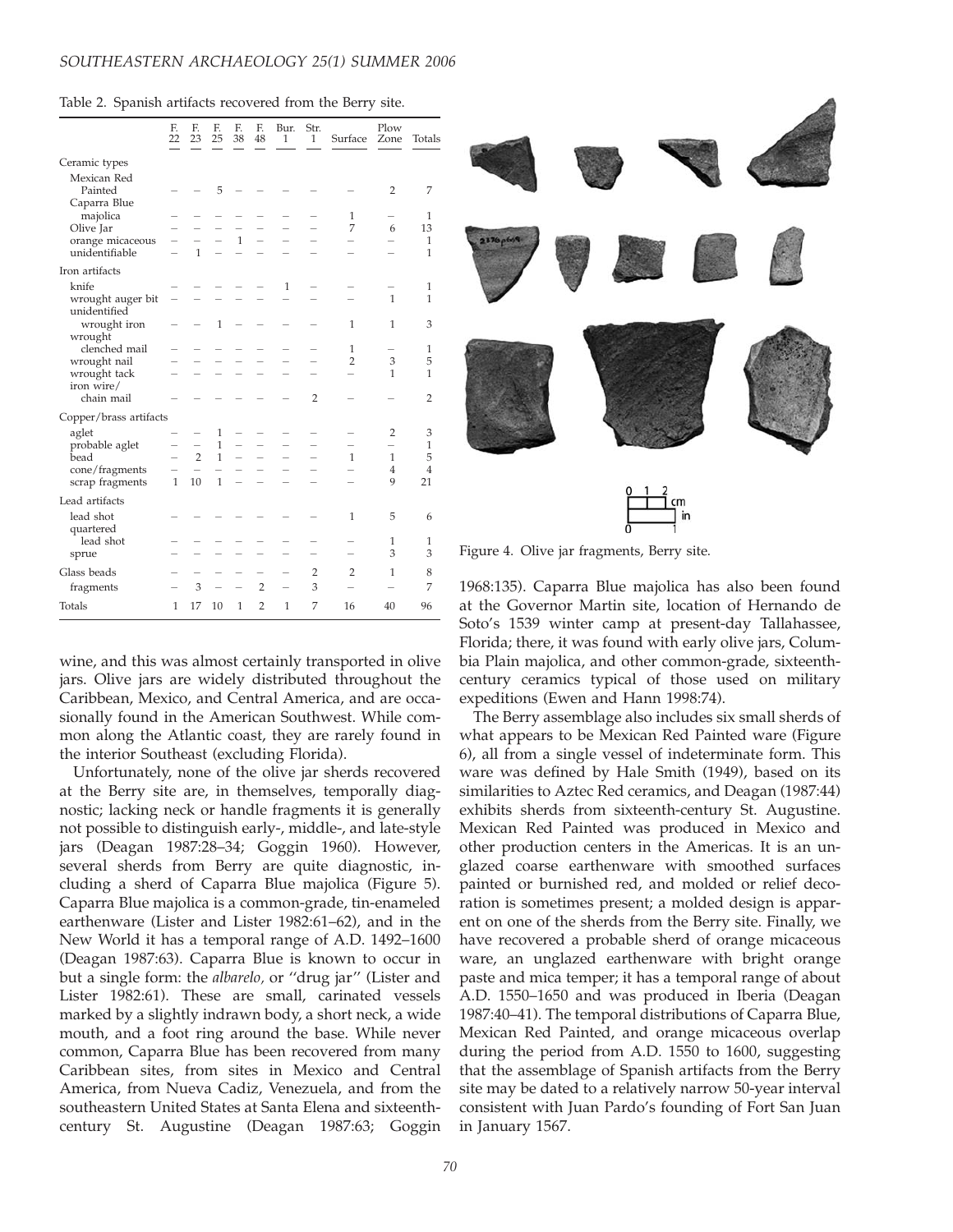Table 2. Spanish artifacts recovered from the Berry site.

| | F. 22 | F. 23 | F. 25 | F. 38 | F. 48 | Bur. 1 | Str. 1 | Surface | Plow Zone | Totals |
|---|---|---|---|---|---|---|---|---|---|---|
| **Ceramic types** | | | | | | | | | | |
| Mexican Red Painted | – | – | 5 | – | – | – | – | – | 2 | 7 |
| Caparra Blue majolica | – | – | – | – | – | – | – | 1 | – | 1 |
| Olive Jar | – | – | – | – | – | – | – | 7 | 6 | 13 |
| orange micaceous | – | – | – | 1 | – | – | – | – | – | 1 |
| unidentifiable | – | 1 | – | – | – | – | – | – | – | 1 |
| **Iron artifacts** | | | | | | | | | | |
| knife | – | – | – | – | – | 1 | – | – | – | 1 |
| wrought auger bit | – | – | – | – | – | – | – | – | 1 | 1 |
| unidentified wrought iron | – | – | 1 | – | – | – | – | 1 | 1 | 3 |
| wrought clenched mail | – | – | – | – | – | – | – | 1 | – | 1 |
| wrought nail | – | – | – | – | – | – | – | 2 | 3 | 5 |
| wrought tack | – | – | – | – | – | – | – | – | 1 | 1 |
| iron wire/ chain mail | – | – | – | – | – | – | 2 | – | – | 2 |
| **Copper/brass artifacts** | | | | | | | | | | |
| aglet | – | – | 1 | – | – | – | – | – | 2 | 3 |
| probable aglet | – | – | 1 | – | – | – | – | – | – | 1 |
| bead | – | 2 | 1 | – | – | – | – | 1 | 1 | 5 |
| cone/fragments | – | – | – | – | – | – | – | – | 4 | 4 |
| scrap fragments | 1 | 10 | 1 | – | – | – | – | – | 9 | 21 |
| **Lead artifacts** | | | | | | | | | | |
| lead shot | – | – | – | – | – | – | – | 1 | 5 | 6 |
| quartered lead shot | – | – | – | – | – | – | – | – | 1 | 1 |
| sprue | – | – | – | – | – | – | – | – | 3 | 3 |
| **Glass beads** | – | – | – | – | – | – | 2 | 2 | 1 | 8 |
| fragments | – | 3 | – | – | 2 | – | 3 | – | – | 7 |
| **Totals** | 1 | 17 | 10 | 1 | 2 | 1 | 7 | 16 | 40 | 96 |

wine, and this was almost certainly transported in olive jars. Olive jars are widely distributed throughout the Caribbean, Mexico, and Central America, and are occasionally found in the American Southwest. While common along the Atlantic coast, they are rarely found in the interior Southeast (excluding Florida).

Unfortunately, none of the olive jar sherds recovered at the Berry site are, in themselves, temporally diagnostic; lacking neck or handle fragments it is generally not possible to distinguish early-, middle-, and late-style jars (Deagan 1987:28–34; Goggin 1960). However, several sherds from Berry are quite diagnostic, including a sherd of Caparra Blue majolica (Figure 5). Caparra Blue majolica is a common-grade, tin-enameled earthenware (Lister and Lister 1982:61–62), and in the New World it has a temporal range of A.D. 1492–1600 (Deagan 1987:63). Caparra Blue is known to occur in but a single form: the *albarelo,* or "drug jar" (Lister and Lister 1982:61). These are small, carinated vessels marked by a slightly indrawn body, a short neck, a wide mouth, and a foot ring around the base. While never common, Caparra Blue has been recovered from many Caribbean sites, from sites in Mexico and Central America, from Nueva Cadiz, Venezuela, and from the southeastern United States at Santa Elena and sixteenth-century St. Augustine (Deagan 1987:63; Goggin 1968:135). Caparra Blue majolica has also been found at the Governor Martin site, location of Hernando de Soto's 1539 winter camp at present-day Tallahassee, Florida; there, it was found with early olive jars, Columbia Plain majolica, and other common-grade, sixteenth-century ceramics typical of those used on military expeditions (Ewen and Hann 1998:74).

Figure 4. Olive jar fragments, Berry site.

The Berry assemblage also includes six small sherds of what appears to be Mexican Red Painted ware (Figure 6), all from a single vessel of indeterminate form. This ware was defined by Hale Smith (1949), based on its similarities to Aztec Red ceramics, and Deagan (1987:44) exhibits sherds from sixteenth-century St. Augustine. Mexican Red Painted was produced in Mexico and other production centers in the Americas. It is an unglazed coarse earthenware with smoothed surfaces painted or burnished red, and molded or relief decoration is sometimes present; a molded design is apparent on one of the sherds from the Berry site. Finally, we have recovered a probable sherd of orange micaceous ware, an unglazed earthenware with bright orange paste and mica temper; it has a temporal range of about A.D. 1550–1650 and was produced in Iberia (Deagan 1987:40–41). The temporal distributions of Caparra Blue, Mexican Red Painted, and orange micaceous overlap during the period from A.D. 1550 to 1600, suggesting that the assemblage of Spanish artifacts from the Berry site may be dated to a relatively narrow 50-year interval consistent with Juan Pardo's founding of Fort San Juan in January 1567.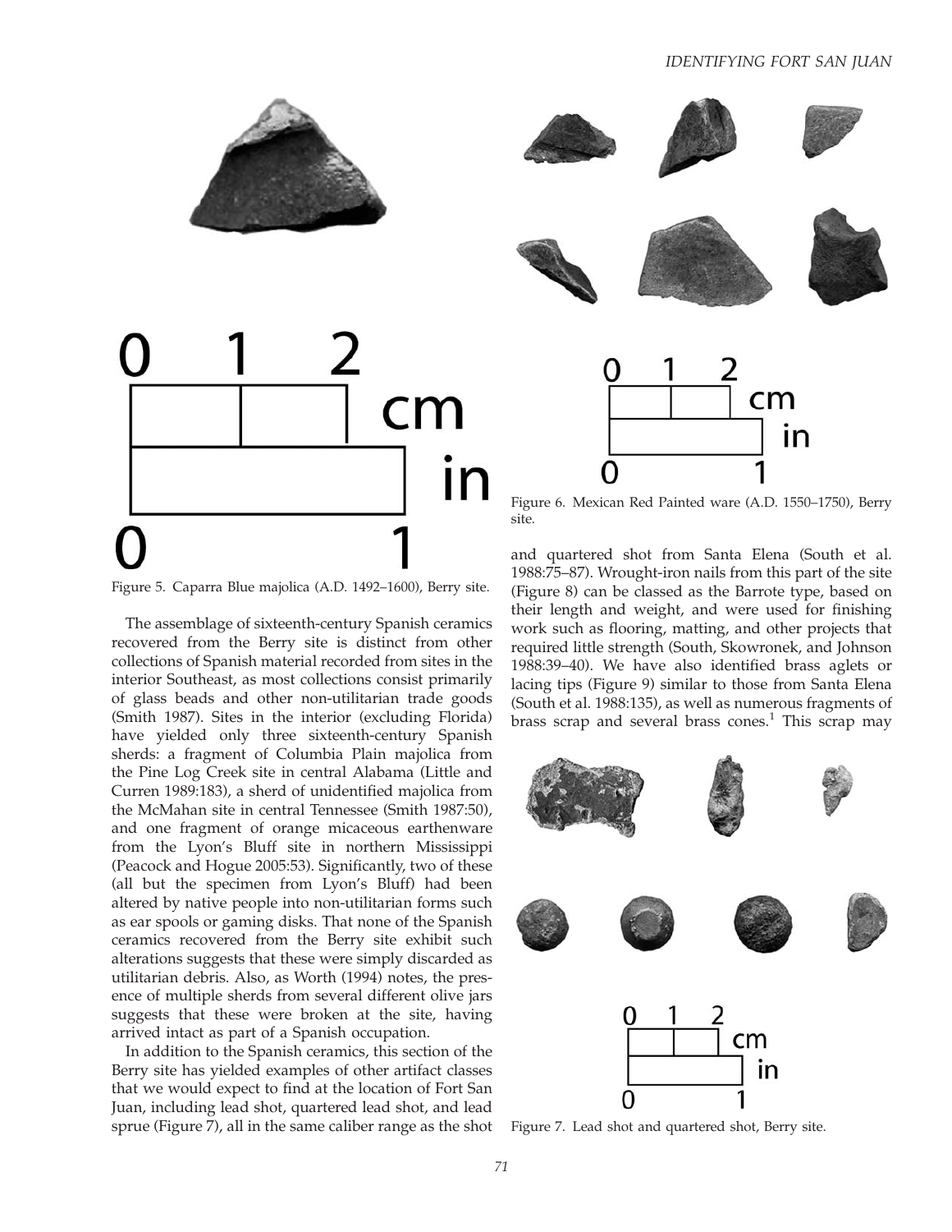Figure 5. Caparra Blue majolica (A.D. 1492–1600), Berry site.

Figure 6. Mexican Red Painted ware (A.D. 1550–1750), Berry site.

The assemblage of sixteenth-century Spanish ceramics recovered from the Berry site is distinct from other collections of Spanish material recorded from sites in the interior Southeast, as most collections consist primarily of glass beads and other non-utilitarian trade goods (Smith 1987). Sites in the interior (excluding Florida) have yielded only three sixteenth-century Spanish sherds: a fragment of Columbia Plain majolica from the Pine Log Creek site in central Alabama (Little and Curren 1989:183), a sherd of unidentified majolica from the McMahan site in central Tennessee (Smith 1987:50), and one fragment of orange micaceous earthenware from the Lyon's Bluff site in northern Mississippi (Peacock and Hogue 2005:53). Significantly, two of these (all but the specimen from Lyon's Bluff) had been altered by native people into non-utilitarian forms such as ear spools or gaming disks. That none of the Spanish ceramics recovered from the Berry site exhibit such alterations suggests that these were simply discarded as utilitarian debris. Also, as Worth (1994) notes, the presence of multiple sherds from several different olive jars suggests that these were broken at the site, having arrived intact as part of a Spanish occupation.

In addition to the Spanish ceramics, this section of the Berry site has yielded examples of other artifact classes that we would expect to find at the location of Fort San Juan, including lead shot, quartered lead shot, and lead sprue (Figure 7), all in the same caliber range as the shot and quartered shot from Santa Elena (South et al. 1988:75–87). Wrought-iron nails from this part of the site (Figure 8) can be classed as the Barrote type, based on their length and weight, and were used for finishing work such as flooring, matting, and other projects that required little strength (South, Skowronek, and Johnson 1988:39–40). We have also identified brass aglets or lacing tips (Figure 9) similar to those from Santa Elena (South et al. 1988:135), as well as numerous fragments of brass scrap and several brass cones.[1] This scrap may

Figure 7. Lead shot and quartered shot, Berry site.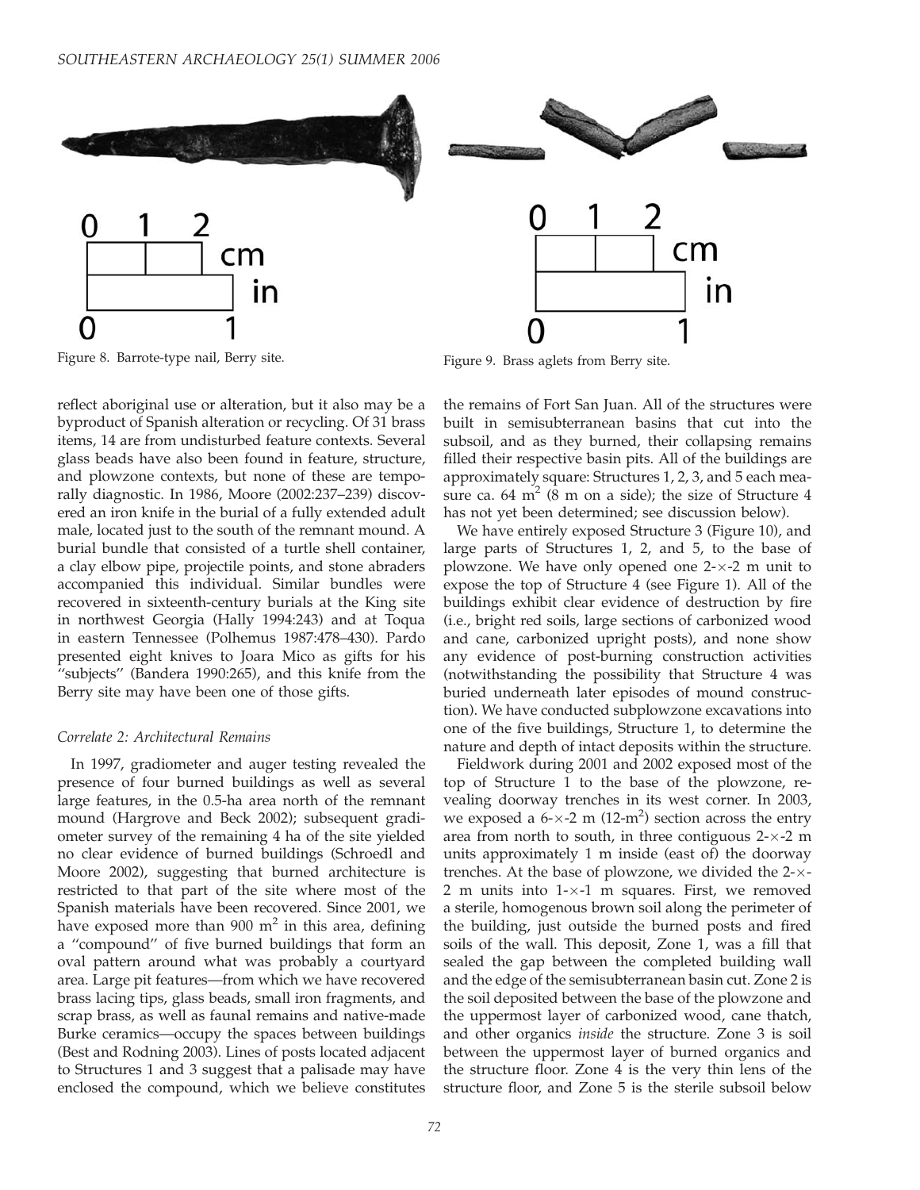Figure 8. Barrote-type nail, Berry site.

Figure 9. Brass aglets from Berry site.

reflect aboriginal use or alteration, but it also may be a byproduct of Spanish alteration or recycling. Of 31 brass items, 14 are from undisturbed feature contexts. Several glass beads have also been found in feature, structure, and plowzone contexts, but none of these are temporally diagnostic. In 1986, Moore (2002:237–239) discovered an iron knife in the burial of a fully extended adult male, located just to the south of the remnant mound. A burial bundle that consisted of a turtle shell container, a clay elbow pipe, projectile points, and stone abraders accompanied this individual. Similar bundles were recovered in sixteenth-century burials at the King site in northwest Georgia (Hally 1994:243) and at Toqua in eastern Tennessee (Polhemus 1987:478–430). Pardo presented eight knives to Joara Mico as gifts for his "subjects" (Bandera 1990:265), and this knife from the Berry site may have been one of those gifts.

### *Correlate 2: Architectural Remains*

In 1997, gradiometer and auger testing revealed the presence of four burned buildings as well as several large features, in the 0.5-ha area north of the remnant mound (Hargrove and Beck 2002); subsequent gradiometer survey of the remaining 4 ha of the site yielded no clear evidence of burned buildings (Schroedl and Moore 2002), suggesting that burned architecture is restricted to that part of the site where most of the Spanish materials have been recovered. Since 2001, we have exposed more than 900 m$^2$ in this area, defining a "compound" of five burned buildings that form an oval pattern around what was probably a courtyard area. Large pit features—from which we have recovered brass lacing tips, glass beads, small iron fragments, and scrap brass, as well as faunal remains and native-made Burke ceramics—occupy the spaces between buildings (Best and Rodning 2003). Lines of posts located adjacent to Structures 1 and 3 suggest that a palisade may have enclosed the compound, which we believe constitutes the remains of Fort San Juan. All of the structures were built in semisubterranean basins that cut into the subsoil, and as they burned, their collapsing remains filled their respective basin pits. All of the buildings are approximately square: Structures 1, 2, 3, and 5 each measure ca. 64 m$^2$ (8 m on a side); the size of Structure 4 has not yet been determined; see discussion below).

We have entirely exposed Structure 3 (Figure 10), and large parts of Structures 1, 2, and 5, to the base of plowzone. We have only opened one 2-×-2 m unit to expose the top of Structure 4 (see Figure 1). All of the buildings exhibit clear evidence of destruction by fire (i.e., bright red soils, large sections of carbonized wood and cane, carbonized upright posts), and none show any evidence of post-burning construction activities (notwithstanding the possibility that Structure 4 was buried underneath later episodes of mound construction). We have conducted subplowzone excavations into one of the five buildings, Structure 1, to determine the nature and depth of intact deposits within the structure.

Fieldwork during 2001 and 2002 exposed most of the top of Structure 1 to the base of the plowzone, revealing doorway trenches in its west corner. In 2003, we exposed a 6-×-2 m (12-m$^2$) section across the entry area from north to south, in three contiguous 2-×-2 m units approximately 1 m inside (east of) the doorway trenches. At the base of plowzone, we divided the 2-×-2 m units into 1-×-1 m squares. First, we removed a sterile, homogenous brown soil along the perimeter of the building, just outside the burned posts and fired soils of the wall. This deposit, Zone 1, was a fill that sealed the gap between the completed building wall and the edge of the semisubterranean basin cut. Zone 2 is the soil deposited between the base of the plowzone and the uppermost layer of carbonized wood, cane thatch, and other organics *inside* the structure. Zone 3 is soil between the uppermost layer of burned organics and the structure floor. Zone 4 is the very thin lens of the structure floor, and Zone 5 is the sterile subsoil below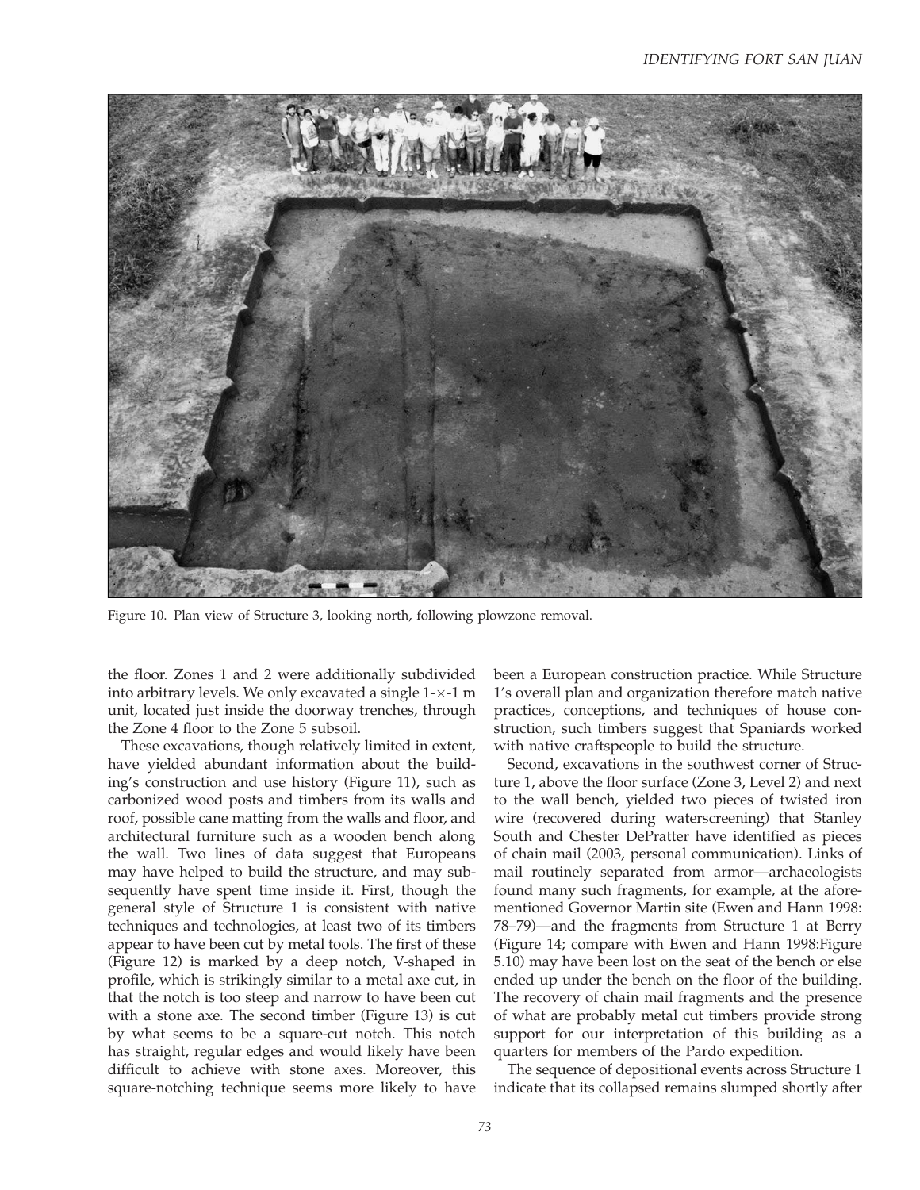Figure 10. Plan view of Structure 3, looking north, following plowzone removal.

the floor. Zones 1 and 2 were additionally subdivided into arbitrary levels. We only excavated a single 1-×-1 m unit, located just inside the doorway trenches, through the Zone 4 floor to the Zone 5 subsoil.

These excavations, though relatively limited in extent, have yielded abundant information about the building's construction and use history (Figure 11), such as carbonized wood posts and timbers from its walls and roof, possible cane matting from the walls and floor, and architectural furniture such as a wooden bench along the wall. Two lines of data suggest that Europeans may have helped to build the structure, and may subsequently have spent time inside it. First, though the general style of Structure 1 is consistent with native techniques and technologies, at least two of its timbers appear to have been cut by metal tools. The first of these (Figure 12) is marked by a deep notch, V-shaped in profile, which is strikingly similar to a metal axe cut, in that the notch is too steep and narrow to have been cut with a stone axe. The second timber (Figure 13) is cut by what seems to be a square-cut notch. This notch has straight, regular edges and would likely have been difficult to achieve with stone axes. Moreover, this square-notching technique seems more likely to have been a European construction practice. While Structure 1's overall plan and organization therefore match native practices, conceptions, and techniques of house construction, such timbers suggest that Spaniards worked with native craftspeople to build the structure.

Second, excavations in the southwest corner of Structure 1, above the floor surface (Zone 3, Level 2) and next to the wall bench, yielded two pieces of twisted iron wire (recovered during waterscreening) that Stanley South and Chester DePratter have identified as pieces of chain mail (2003, personal communication). Links of mail routinely separated from armor—archaeologists found many such fragments, for example, at the aforementioned Governor Martin site (Ewen and Hann 1998: 78–79)—and the fragments from Structure 1 at Berry (Figure 14; compare with Ewen and Hann 1998:Figure 5.10) may have been lost on the seat of the bench or else ended up under the bench on the floor of the building. The recovery of chain mail fragments and the presence of what are probably metal cut timbers provide strong support for our interpretation of this building as a quarters for members of the Pardo expedition.

The sequence of depositional events across Structure 1 indicate that its collapsed remains slumped shortly after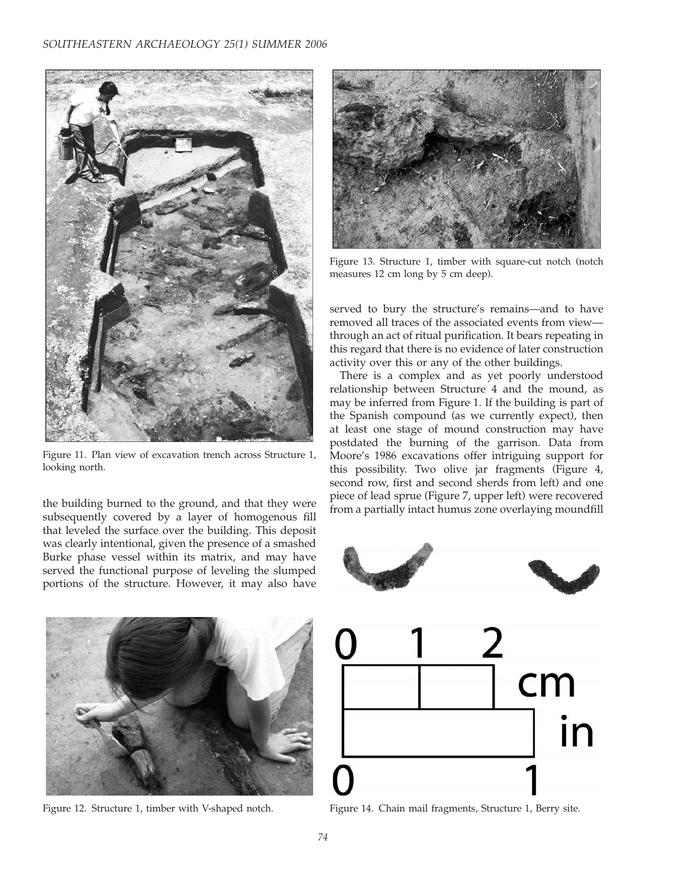Figure 11. Plan view of excavation trench across Structure 1, looking north.

the building burned to the ground, and that they were subsequently covered by a layer of homogenous fill that leveled the surface over the building. This deposit was clearly intentional, given the presence of a smashed Burke phase vessel within its matrix, and may have served the functional purpose of leveling the slumped portions of the structure. However, it may also have served to bury the structure's remains—and to have removed all traces of the associated events from view—through an act of ritual purification. It bears repeating in this regard that there is no evidence of later construction activity over this or any of the other buildings.

There is a complex and as yet poorly understood relationship between Structure 4 and the mound, as may be inferred from Figure 1. If the building is part of the Spanish compound (as we currently expect), then at least one stage of mound construction may have postdated the burning of the garrison. Data from Moore's 1986 excavations offer intriguing support for this possibility. Two olive jar fragments (Figure 4, second row, first and second sherds from left) and one piece of lead sprue (Figure 7, upper left) were recovered from a partially intact humus zone overlaying moundfill

Figure 12. Structure 1, timber with V-shaped notch.

Figure 13. Structure 1, timber with square-cut notch (notch measures 12 cm long by 5 cm deep).

Figure 14. Chain mail fragments, Structure 1, Berry site.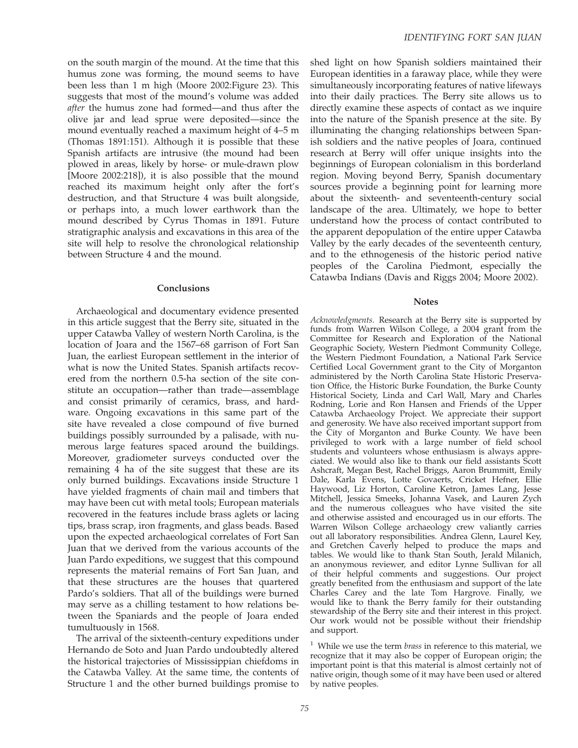on the south margin of the mound. At the time that this humus zone was forming, the mound seems to have been less than 1 m high (Moore 2002:Figure 23). This suggests that most of the mound's volume was added *after* the humus zone had formed—and thus after the olive jar and lead sprue were deposited—since the mound eventually reached a maximum height of 4–5 m (Thomas 1891:151). Although it is possible that these Spanish artifacts are intrusive (the mound had been plowed in areas, likely by horse- or mule-drawn plow [Moore 2002:218]), it is also possible that the mound reached its maximum height only after the fort's destruction, and that Structure 4 was built alongside, or perhaps into, a much lower earthwork than the mound described by Cyrus Thomas in 1891. Future stratigraphic analysis and excavations in this area of the site will help to resolve the chronological relationship between Structure 4 and the mound.

## Conclusions

Archaeological and documentary evidence presented in this article suggest that the Berry site, situated in the upper Catawba Valley of western North Carolina, is the location of Joara and the 1567–68 garrison of Fort San Juan, the earliest European settlement in the interior of what is now the United States. Spanish artifacts recovered from the northern 0.5-ha section of the site constitute an occupation—rather than trade—assemblage and consist primarily of ceramics, brass, and hardware. Ongoing excavations in this same part of the site have revealed a close compound of five burned buildings possibly surrounded by a palisade, with numerous large features spaced around the buildings. Moreover, gradiometer surveys conducted over the remaining 4 ha of the site suggest that these are its only burned buildings. Excavations inside Structure 1 have yielded fragments of chain mail and timbers that may have been cut with metal tools; European materials recovered in the features include brass aglets or lacing tips, brass scrap, iron fragments, and glass beads. Based upon the expected archaeological correlates of Fort San Juan that we derived from the various accounts of the Juan Pardo expeditions, we suggest that this compound represents the material remains of Fort San Juan, and that these structures are the houses that quartered Pardo's soldiers. That all of the buildings were burned may serve as a chilling testament to how relations between the Spaniards and the people of Joara ended tumultuously in 1568.

The arrival of the sixteenth-century expeditions under Hernando de Soto and Juan Pardo undoubtedly altered the historical trajectories of Mississippian chiefdoms in the Catawba Valley. At the same time, the contents of Structure 1 and the other burned buildings promise to shed light on how Spanish soldiers maintained their European identities in a faraway place, while they were simultaneously incorporating features of native lifeways into their daily practices. The Berry site allows us to directly examine these aspects of contact as we inquire into the nature of the Spanish presence at the site. By illuminating the changing relationships between Spanish soldiers and the native peoples of Joara, continued research at Berry will offer unique insights into the beginnings of European colonialism in this borderland region. Moving beyond Berry, Spanish documentary sources provide a beginning point for learning more about the sixteenth- and seventeenth-century social landscape of the area. Ultimately, we hope to better understand how the process of contact contributed to the apparent depopulation of the entire upper Catawba Valley by the early decades of the seventeenth century, and to the ethnogenesis of the historic period native peoples of the Carolina Piedmont, especially the Catawba Indians (Davis and Riggs 2004; Moore 2002).

## Notes

*Acknowledgments.* Research at the Berry site is supported by funds from Warren Wilson College, a 2004 grant from the Committee for Research and Exploration of the National Geographic Society, Western Piedmont Community College, the Western Piedmont Foundation, a National Park Service Certified Local Government grant to the City of Morganton administered by the North Carolina State Historic Preservation Office, the Historic Burke Foundation, the Burke County Historical Society, Linda and Carl Wall, Mary and Charles Rodning, Lorie and Ron Hansen and Friends of the Upper Catawba Archaeology Project. We appreciate their support and generosity. We have also received important support from the City of Morganton and Burke County. We have been privileged to work with a large number of field school students and volunteers whose enthusiasm is always appreciated. We would also like to thank our field assistants Scott Ashcraft, Megan Best, Rachel Briggs, Aaron Brummitt, Emily Dale, Karla Evens, Lotte Govaerts, Cricket Hefner, Ellie Haywood, Liz Horton, Caroline Ketron, James Lang, Jesse Mitchell, Jessica Smeeks, Johanna Vasek, and Lauren Zych and the numerous colleagues who have visited the site and otherwise assisted and encouraged us in our efforts. The Warren Wilson College archaeology crew valiantly carries out all laboratory responsibilities. Andrea Glenn, Laurel Key, and Gretchen Caverly helped to produce the maps and tables. We would like to thank Stan South, Jerald Milanich, an anonymous reviewer, and editor Lynne Sullivan for all of their helpful comments and suggestions. Our project greatly benefited from the enthusiasm and support of the late Charles Carey and the late Tom Hargrove. Finally, we would like to thank the Berry family for their outstanding stewardship of the Berry site and their interest in this project. Our work would not be possible without their friendship and support.

[1] While we use the term *brass* in reference to this material, we recognize that it may also be copper of European origin; the important point is that this material is almost certainly not of native origin, though some of it may have been used or altered by native peoples.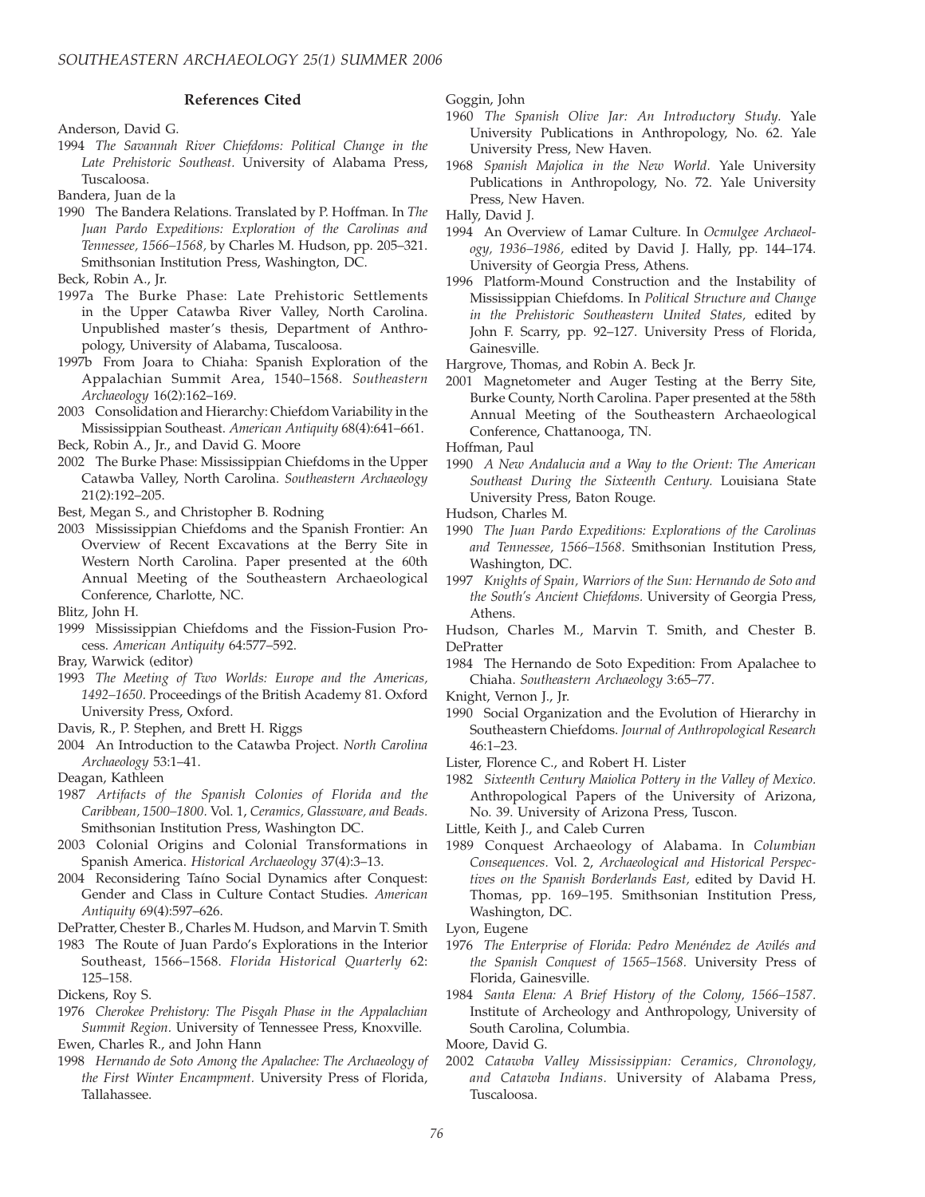## References Cited

Anderson, David G.

1994 *The Savannah River Chiefdoms: Political Change in the Late Prehistoric Southeast.* University of Alabama Press, Tuscaloosa.

Bandera, Juan de la

1990 The Bandera Relations. Translated by P. Hoffman. In *The Juan Pardo Expeditions: Exploration of the Carolinas and Tennessee, 1566–1568,* by Charles M. Hudson, pp. 205–321. Smithsonian Institution Press, Washington, DC.

Beck, Robin A., Jr.

1997a The Burke Phase: Late Prehistoric Settlements in the Upper Catawba River Valley, North Carolina. Unpublished master's thesis, Department of Anthropology, University of Alabama, Tuscaloosa.

1997b From Joara to Chiaha: Spanish Exploration of the Appalachian Summit Area, 1540–1568. *Southeastern Archaeology* 16(2):162–169.

2003 Consolidation and Hierarchy: Chiefdom Variability in the Mississippian Southeast. *American Antiquity* 68(4):641–661.

Beck, Robin A., Jr., and David G. Moore

2002 The Burke Phase: Mississippian Chiefdoms in the Upper Catawba Valley, North Carolina. *Southeastern Archaeology* 21(2):192–205.

Best, Megan S., and Christopher B. Rodning

2003 Mississippian Chiefdoms and the Spanish Frontier: An Overview of Recent Excavations at the Berry Site in Western North Carolina. Paper presented at the 60th Annual Meeting of the Southeastern Archaeological Conference, Charlotte, NC.

Blitz, John H.

1999 Mississippian Chiefdoms and the Fission-Fusion Process. *American Antiquity* 64:577–592.

Bray, Warwick (editor)

1993 *The Meeting of Two Worlds: Europe and the Americas, 1492–1650.* Proceedings of the British Academy 81. Oxford University Press, Oxford.

Davis, R., P. Stephen, and Brett H. Riggs

2004 An Introduction to the Catawba Project. *North Carolina Archaeology* 53:1–41.

Deagan, Kathleen

1987 *Artifacts of the Spanish Colonies of Florida and the Caribbean, 1500–1800.* Vol. 1, *Ceramics, Glassware, and Beads.* Smithsonian Institution Press, Washington DC.

2003 Colonial Origins and Colonial Transformations in Spanish America. *Historical Archaeology* 37(4):3–13.

2004 Reconsidering Taíno Social Dynamics after Conquest: Gender and Class in Culture Contact Studies. *American Antiquity* 69(4):597–626.

DePratter, Chester B., Charles M. Hudson, and Marvin T. Smith

1983 The Route of Juan Pardo's Explorations in the Interior Southeast, 1566–1568. *Florida Historical Quarterly* 62: 125–158.

Dickens, Roy S.

1976 *Cherokee Prehistory: The Pisgah Phase in the Appalachian Summit Region.* University of Tennessee Press, Knoxville.

Ewen, Charles R., and John Hann

1998 *Hernando de Soto Among the Apalachee: The Archaeology of the First Winter Encampment.* University Press of Florida, Tallahassee.

Goggin, John

1960 *The Spanish Olive Jar: An Introductory Study.* Yale University Publications in Anthropology, No. 62. Yale University Press, New Haven.

1968 *Spanish Majolica in the New World.* Yale University Publications in Anthropology, No. 72. Yale University Press, New Haven.

Hally, David J.

1994 An Overview of Lamar Culture. In *Ocmulgee Archaeology, 1936–1986,* edited by David J. Hally, pp. 144–174. University of Georgia Press, Athens.

1996 Platform-Mound Construction and the Instability of Mississippian Chiefdoms. In *Political Structure and Change in the Prehistoric Southeastern United States,* edited by John F. Scarry, pp. 92–127. University Press of Florida, Gainesville.

Hargrove, Thomas, and Robin A. Beck Jr.

2001 Magnetometer and Auger Testing at the Berry Site, Burke County, North Carolina. Paper presented at the 58th Annual Meeting of the Southeastern Archaeological Conference, Chattanooga, TN.

Hoffman, Paul

1990 *A New Andalucia and a Way to the Orient: The American Southeast During the Sixteenth Century.* Louisiana State University Press, Baton Rouge.

Hudson, Charles M.

1990 *The Juan Pardo Expeditions: Explorations of the Carolinas and Tennessee, 1566–1568.* Smithsonian Institution Press, Washington, DC.

1997 *Knights of Spain, Warriors of the Sun: Hernando de Soto and the South's Ancient Chiefdoms.* University of Georgia Press, Athens.

Hudson, Charles M., Marvin T. Smith, and Chester B. DePratter

1984 The Hernando de Soto Expedition: From Apalachee to Chiaha. *Southeastern Archaeology* 3:65–77.

Knight, Vernon J., Jr.

1990 Social Organization and the Evolution of Hierarchy in Southeastern Chiefdoms. *Journal of Anthropological Research* 46:1–23.

Lister, Florence C., and Robert H. Lister

1982 *Sixteenth Century Maiolica Pottery in the Valley of Mexico.* Anthropological Papers of the University of Arizona, No. 39. University of Arizona Press, Tuscon.

Little, Keith J., and Caleb Curren

1989 Conquest Archaeology of Alabama. In *Columbian Consequences.* Vol. 2, *Archaeological and Historical Perspectives on the Spanish Borderlands East,* edited by David H. Thomas, pp. 169–195. Smithsonian Institution Press, Washington, DC.

Lyon, Eugene

1976 *The Enterprise of Florida: Pedro Menéndez de Avilés and the Spanish Conquest of 1565–1568.* University Press of Florida, Gainesville.

1984 *Santa Elena: A Brief History of the Colony, 1566–1587.* Institute of Archeology and Anthropology, University of South Carolina, Columbia.

Moore, David G.

2002 *Catawba Valley Mississippian: Ceramics, Chronology, and Catawba Indians.* University of Alabama Press, Tuscaloosa.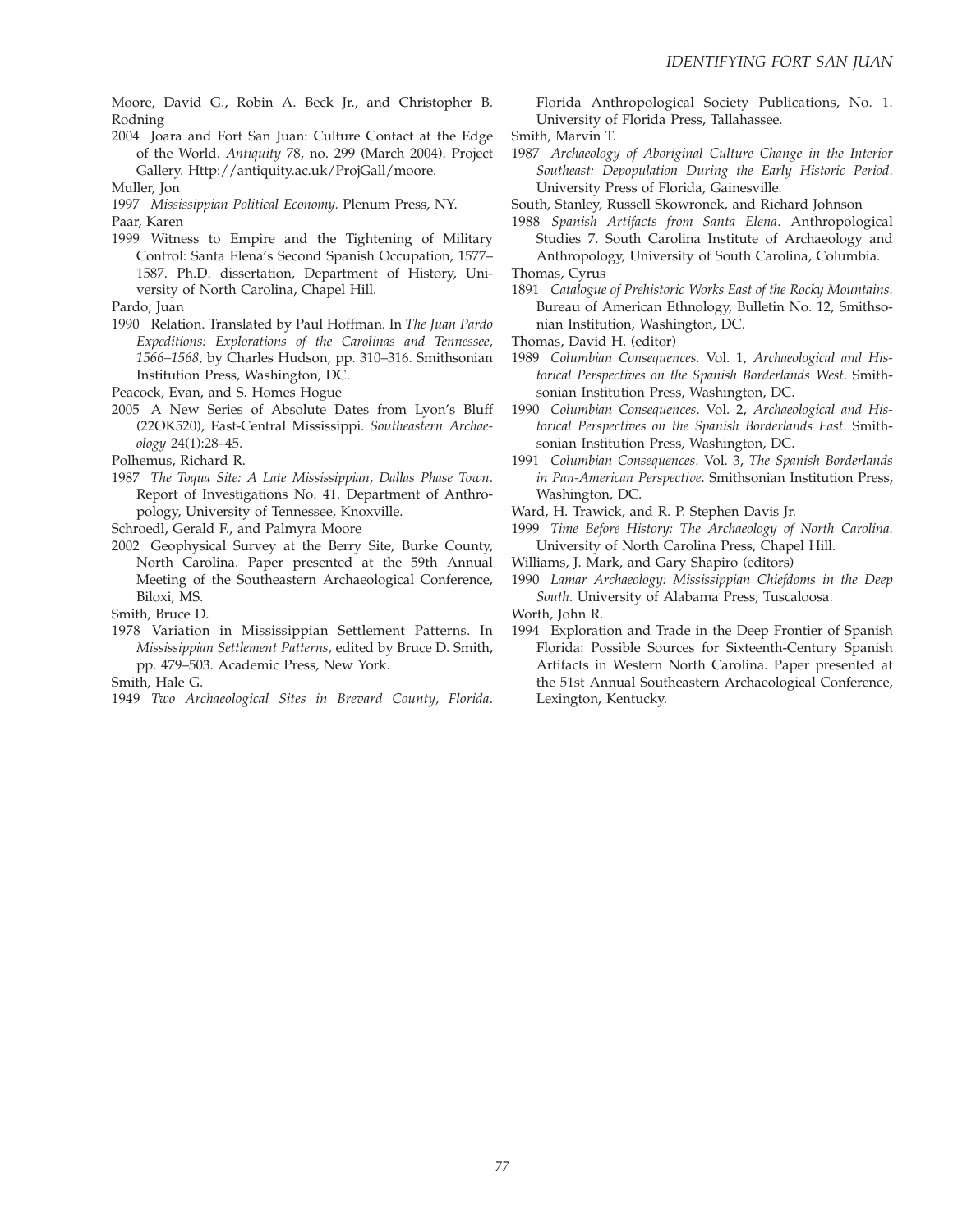Moore, David G., Robin A. Beck Jr., and Christopher B. Rodning

2004 Joara and Fort San Juan: Culture Contact at the Edge of the World. *Antiquity* 78, no. 299 (March 2004). Project Gallery. Http://antiquity.ac.uk/ProjGall/moore.

Muller, Jon

1997 *Mississippian Political Economy.* Plenum Press, NY.

Paar, Karen

1999 Witness to Empire and the Tightening of Military Control: Santa Elena's Second Spanish Occupation, 1577–1587. Ph.D. dissertation, Department of History, University of North Carolina, Chapel Hill.

Pardo, Juan

1990 Relation. Translated by Paul Hoffman. In *The Juan Pardo Expeditions: Explorations of the Carolinas and Tennessee, 1566–1568,* by Charles Hudson, pp. 310–316. Smithsonian Institution Press, Washington, DC.

Peacock, Evan, and S. Homes Hogue

2005 A New Series of Absolute Dates from Lyon's Bluff (22OK520), East-Central Mississippi. *Southeastern Archaeology* 24(1):28–45.

Polhemus, Richard R.

1987 *The Toqua Site: A Late Mississippian, Dallas Phase Town.* Report of Investigations No. 41. Department of Anthropology, University of Tennessee, Knoxville.

Schroedl, Gerald F., and Palmyra Moore

2002 Geophysical Survey at the Berry Site, Burke County, North Carolina. Paper presented at the 59th Annual Meeting of the Southeastern Archaeological Conference, Biloxi, MS.

Smith, Bruce D.

1978 Variation in Mississippian Settlement Patterns. In *Mississippian Settlement Patterns,* edited by Bruce D. Smith, pp. 479–503. Academic Press, New York.

Smith, Hale G.

1949 *Two Archaeological Sites in Brevard County, Florida.* Florida Anthropological Society Publications, No. 1. University of Florida Press, Tallahassee.

Smith, Marvin T.

1987 *Archaeology of Aboriginal Culture Change in the Interior Southeast: Depopulation During the Early Historic Period.* University Press of Florida, Gainesville.

South, Stanley, Russell Skowronek, and Richard Johnson

1988 *Spanish Artifacts from Santa Elena.* Anthropological Studies 7. South Carolina Institute of Archaeology and Anthropology, University of South Carolina, Columbia.

Thomas, Cyrus

1891 *Catalogue of Prehistoric Works East of the Rocky Mountains.* Bureau of American Ethnology, Bulletin No. 12, Smithsonian Institution, Washington, DC.

Thomas, David H. (editor)

1989 *Columbian Consequences.* Vol. 1, *Archaeological and Historical Perspectives on the Spanish Borderlands West.* Smithsonian Institution Press, Washington, DC.

1990 *Columbian Consequences.* Vol. 2, *Archaeological and Historical Perspectives on the Spanish Borderlands East.* Smithsonian Institution Press, Washington, DC.

1991 *Columbian Consequences.* Vol. 3, *The Spanish Borderlands in Pan-American Perspective.* Smithsonian Institution Press, Washington, DC.

Ward, H. Trawick, and R. P. Stephen Davis Jr.

1999 *Time Before History: The Archaeology of North Carolina.* University of North Carolina Press, Chapel Hill.

Williams, J. Mark, and Gary Shapiro (editors)

1990 *Lamar Archaeology: Mississippian Chiefdoms in the Deep South.* University of Alabama Press, Tuscaloosa.

Worth, John R.

1994 Exploration and Trade in the Deep Frontier of Spanish Florida: Possible Sources for Sixteenth-Century Spanish Artifacts in Western North Carolina. Paper presented at the 51st Annual Southeastern Archaeological Conference, Lexington, Kentucky.